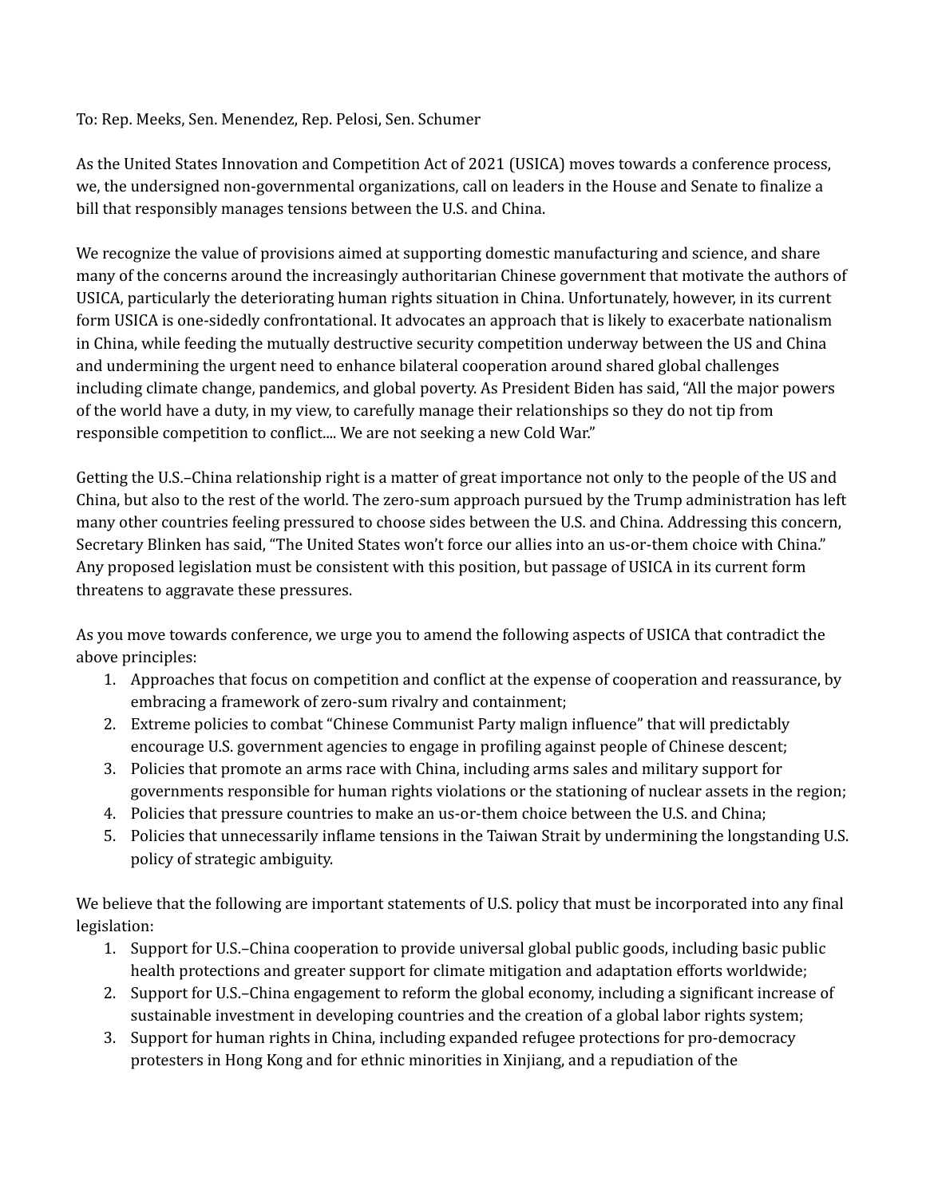To: Rep. Meeks, Sen. Menendez, Rep. Pelosi, Sen. Schumer

As the United States Innovation and Competition Act of 2021 (USICA) moves towards a conference process, we, the undersigned non-governmental organizations, call on leaders in the House and Senate to finalize a bill that responsibly manages tensions between the U.S. and China.

We recognize the value of provisions aimed at supporting domestic manufacturing and science, and share many of the concerns around the increasingly authoritarian Chinese government that motivate the authors of USICA, particularly the deteriorating human rights situation in China. Unfortunately, however, in its current form USICA is one-sidedly confrontational. It advocates an approach that is likely to exacerbate nationalism in China, while feeding the mutually destructive security competition underway between the US and China and undermining the urgent need to enhance bilateral cooperation around shared global challenges including climate change, pandemics, and global poverty. As President Biden has said, "All the major powers of the world have a duty, in my view, to carefully manage their relationships so they do not tip from responsible competition to conflict.... We are not seeking a new Cold War."

Getting the U.S.–China relationship right is a matter of great importance not only to the people of the US and China, but also to the rest of the world. The zero-sum approach pursued by the Trump administration has left many other countries feeling pressured to choose sides between the U.S. and China. Addressing this concern, Secretary Blinken has said, "The United States won't force our allies into an us-or-them choice with China." Any proposed legislation must be consistent with this position, but passage of USICA in its current form threatens to aggravate these pressures.

As you move towards conference, we urge you to amend the following aspects of USICA that contradict the above principles:

1. Approaches that focus on competition and conflict at the expense of cooperation and reassurance, by embracing a framework of zero-sum rivalry and containment;
2. Extreme policies to combat "Chinese Communist Party malign influence" that will predictably encourage U.S. government agencies to engage in profiling against people of Chinese descent;
3. Policies that promote an arms race with China, including arms sales and military support for governments responsible for human rights violations or the stationing of nuclear assets in the region;
4. Policies that pressure countries to make an us-or-them choice between the U.S. and China;
5. Policies that unnecessarily inflame tensions in the Taiwan Strait by undermining the longstanding U.S. policy of strategic ambiguity.

We believe that the following are important statements of U.S. policy that must be incorporated into any final legislation:

1. Support for U.S.–China cooperation to provide universal global public goods, including basic public health protections and greater support for climate mitigation and adaptation efforts worldwide;
2. Support for U.S.–China engagement to reform the global economy, including a significant increase of sustainable investment in developing countries and the creation of a global labor rights system;
3. Support for human rights in China, including expanded refugee protections for pro-democracy protesters in Hong Kong and for ethnic minorities in Xinjiang, and a repudiation of the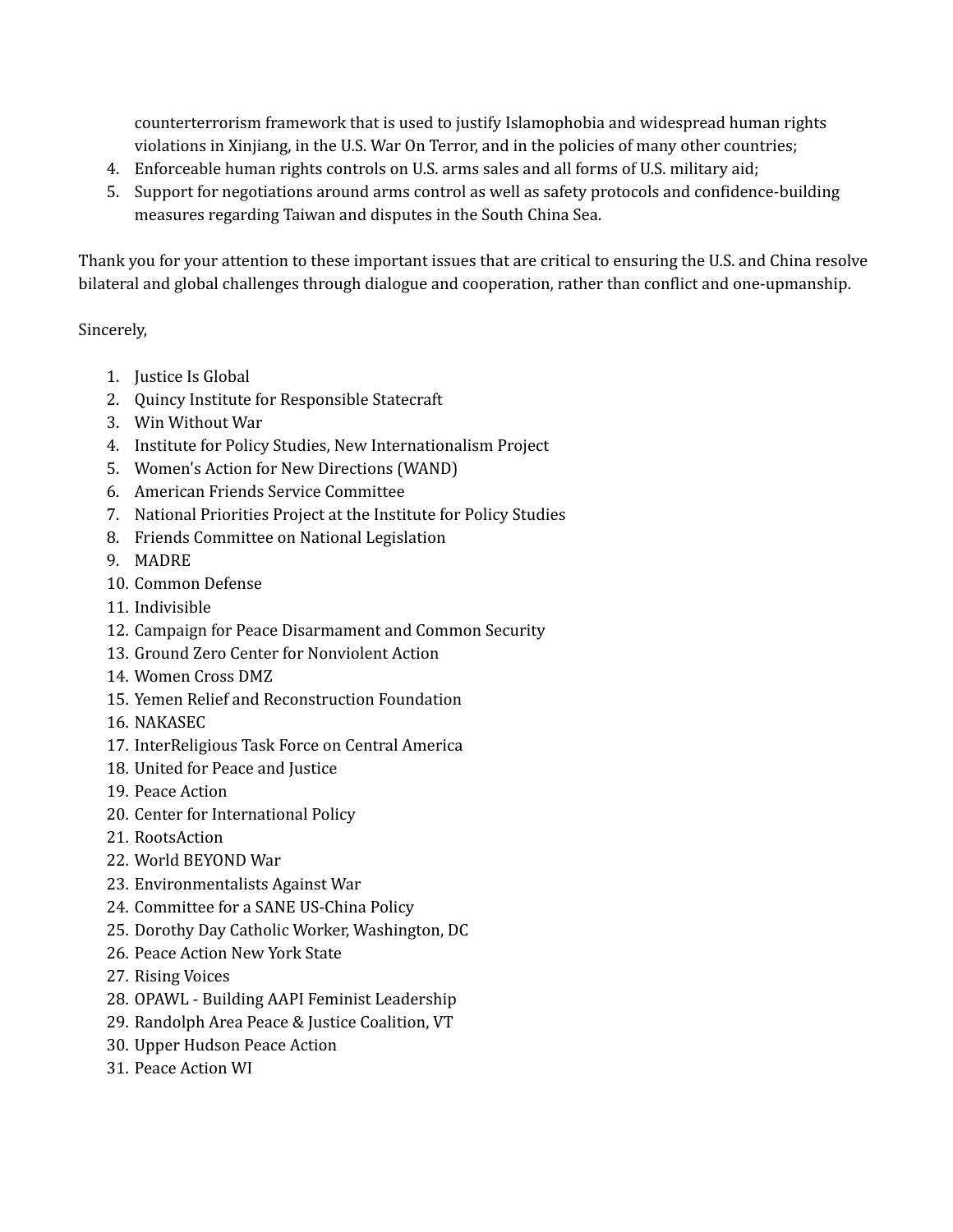counterterrorism framework that is used to justify Islamophobia and widespread human rights violations in Xinjiang, in the U.S. War On Terror, and in the policies of many other countries;

4. Enforceable human rights controls on U.S. arms sales and all forms of U.S. military aid;
5. Support for negotiations around arms control as well as safety protocols and confidence-building measures regarding Taiwan and disputes in the South China Sea.

Thank you for your attention to these important issues that are critical to ensuring the U.S. and China resolve bilateral and global challenges through dialogue and cooperation, rather than conflict and one-upmanship.

Sincerely,

1. Justice Is Global
2. Quincy Institute for Responsible Statecraft
3. Win Without War
4. Institute for Policy Studies, New Internationalism Project
5. Women's Action for New Directions (WAND)
6. American Friends Service Committee
7. National Priorities Project at the Institute for Policy Studies
8. Friends Committee on National Legislation
9. MADRE
10. Common Defense
11. Indivisible
12. Campaign for Peace Disarmament and Common Security
13. Ground Zero Center for Nonviolent Action
14. Women Cross DMZ
15. Yemen Relief and Reconstruction Foundation
16. NAKASEC
17. InterReligious Task Force on Central America
18. United for Peace and Justice
19. Peace Action
20. Center for International Policy
21. RootsAction
22. World BEYOND War
23. Environmentalists Against War
24. Committee for a SANE US-China Policy
25. Dorothy Day Catholic Worker, Washington, DC
26. Peace Action New York State
27. Rising Voices
28. OPAWL - Building AAPI Feminist Leadership
29. Randolph Area Peace & Justice Coalition, VT
30. Upper Hudson Peace Action
31. Peace Action WI